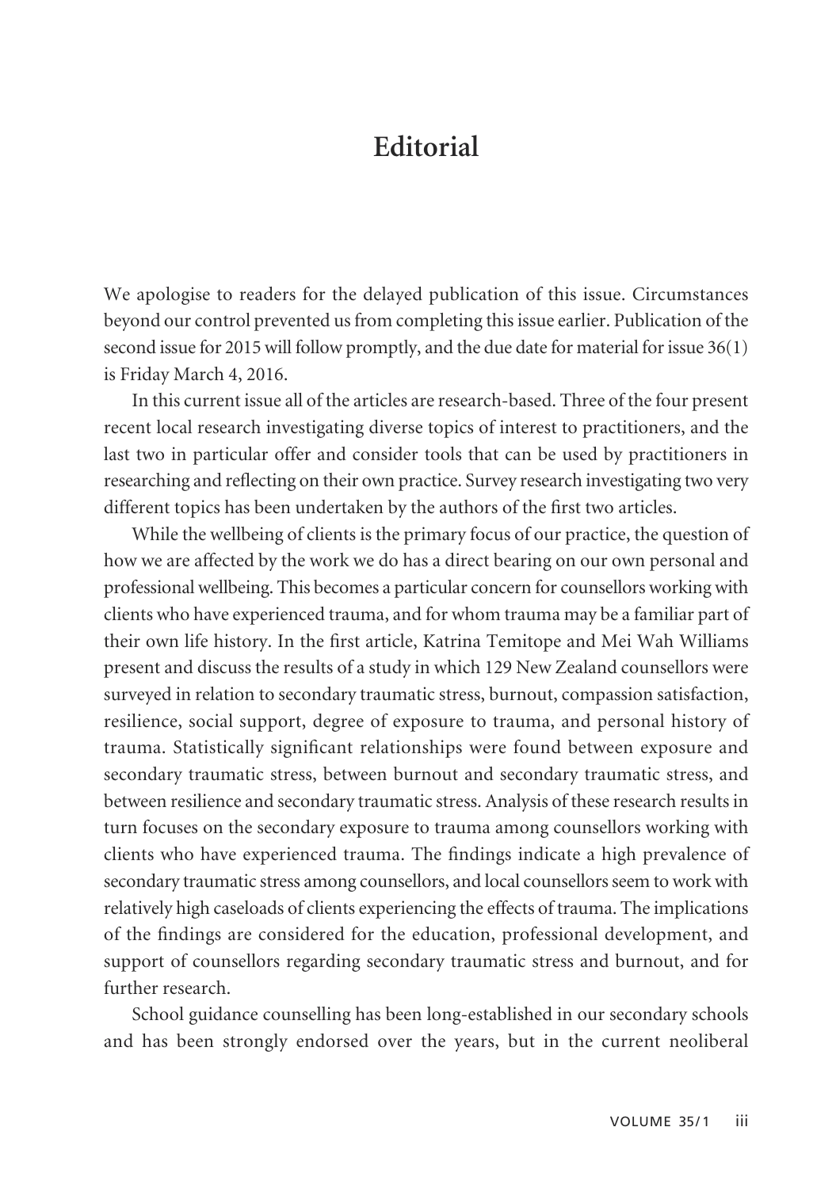# Editorial

We apologise to readers for the delayed publication of this issue. Circumstances beyond our control prevented us from completing this issue earlier. Publication of the second issue for 2015 will follow promptly, and the due date for material for issue 36(1) is Friday March 4, 2016.

In this current issue all of the articles are research-based. Three of the four present recent local research investigating diverse topics of interest to practitioners, and the last two in particular offer and consider tools that can be used by practitioners in researching and reflecting on their own practice. Survey research investigating two very different topics has been undertaken by the authors of the first two articles.

While the wellbeing of clients is the primary focus of our practice, the question of how we are affected by the work we do has a direct bearing on our own personal and professional wellbeing. This becomes a particular concern for counsellors working with clients who have experienced trauma, and for whom trauma may be a familiar part of their own life history. In the first article, Katrina Temitope and Mei Wah Williams present and discuss the results of a study in which 129 New Zealand counsellors were surveyed in relation to secondary traumatic stress, burnout, compassion satisfaction, resilience, social support, degree of exposure to trauma, and personal history of trauma. Statistically significant relationships were found between exposure and secondary traumatic stress, between burnout and secondary traumatic stress, and between resilience and secondary traumatic stress. Analysis of these research results in turn focuses on the secondary exposure to trauma among counsellors working with clients who have experienced trauma. The findings indicate a high prevalence of secondary traumatic stress among counsellors, and local counsellors seem to work with relatively high caseloads of clients experiencing the effects of trauma. The implications of the findings are considered for the education, professional development, and support of counsellors regarding secondary traumatic stress and burnout, and for further research.

School guidance counselling has been long-established in our secondary schools and has been strongly endorsed over the years, but in the current neoliberal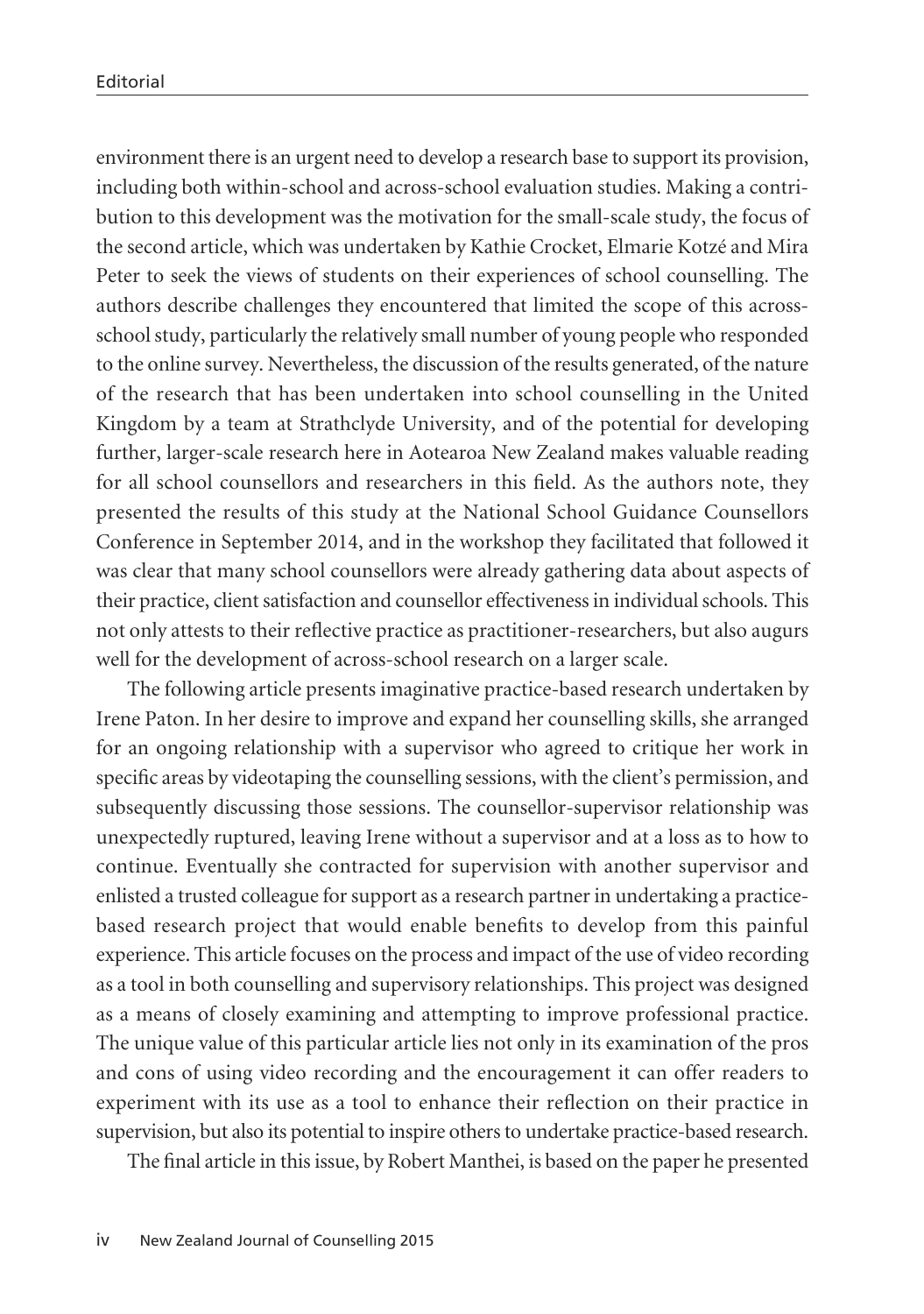environment there is an urgent need to develop a research base to support its provision, including both within-school and across-school evaluation studies. Making a contribution to this development was the motivation for the small-scale study, the focus of the second article, which was undertaken by Kathie Crocket, Elmarie Kotzé and Mira Peter to seek the views of students on their experiences of school counselling. The authors describe challenges they encountered that limited the scope of this across-school study, particularly the relatively small number of young people who responded to the online survey. Nevertheless, the discussion of the results generated, of the nature of the research that has been undertaken into school counselling in the United Kingdom by a team at Strathclyde University, and of the potential for developing further, larger-scale research here in Aotearoa New Zealand makes valuable reading for all school counsellors and researchers in this field. As the authors note, they presented the results of this study at the National School Guidance Counsellors Conference in September 2014, and in the workshop they facilitated that followed it was clear that many school counsellors were already gathering data about aspects of their practice, client satisfaction and counsellor effectiveness in individual schools. This not only attests to their reflective practice as practitioner-researchers, but also augurs well for the development of across-school research on a larger scale.

The following article presents imaginative practice-based research undertaken by Irene Paton. In her desire to improve and expand her counselling skills, she arranged for an ongoing relationship with a supervisor who agreed to critique her work in specific areas by videotaping the counselling sessions, with the client's permission, and subsequently discussing those sessions. The counsellor-supervisor relationship was unexpectedly ruptured, leaving Irene without a supervisor and at a loss as to how to continue. Eventually she contracted for supervision with another supervisor and enlisted a trusted colleague for support as a research partner in undertaking a practice-based research project that would enable benefits to develop from this painful experience. This article focuses on the process and impact of the use of video recording as a tool in both counselling and supervisory relationships. This project was designed as a means of closely examining and attempting to improve professional practice. The unique value of this particular article lies not only in its examination of the pros and cons of using video recording and the encouragement it can offer readers to experiment with its use as a tool to enhance their reflection on their practice in supervision, but also its potential to inspire others to undertake practice-based research.

The final article in this issue, by Robert Manthei, is based on the paper he presented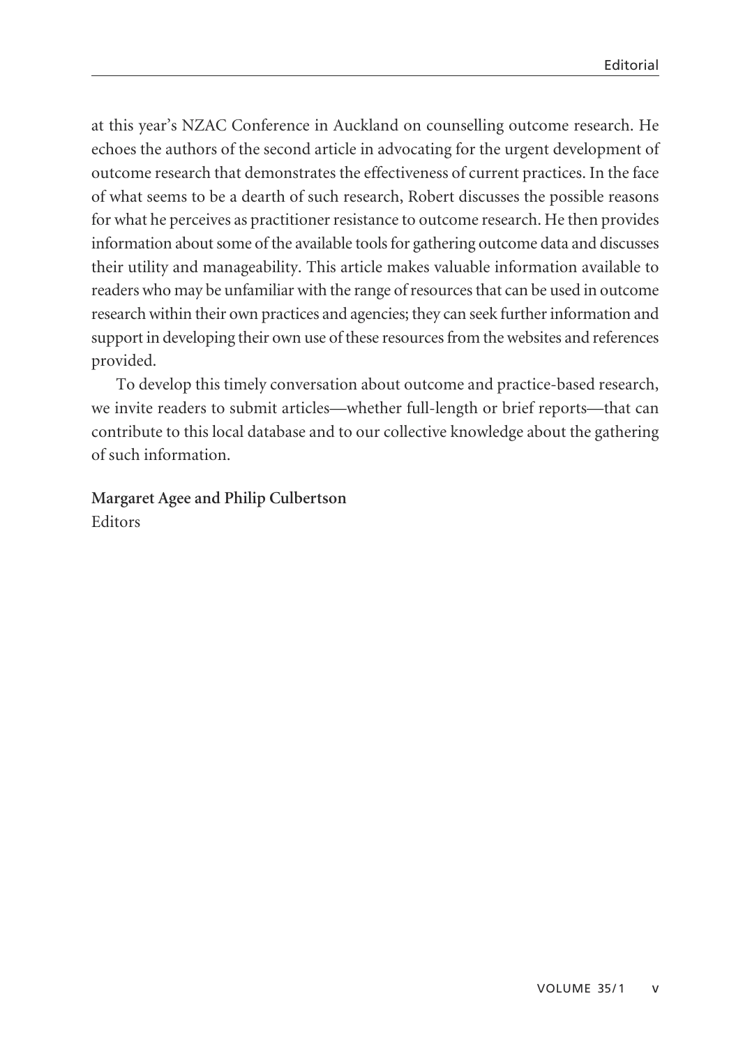at this year's NZAC Conference in Auckland on counselling outcome research. He echoes the authors of the second article in advocating for the urgent development of outcome research that demonstrates the effectiveness of current practices. In the face of what seems to be a dearth of such research, Robert discusses the possible reasons for what he perceives as practitioner resistance to outcome research. He then provides information about some of the available tools for gathering outcome data and discusses their utility and manageability. This article makes valuable information available to readers who may be unfamiliar with the range of resources that can be used in outcome research within their own practices and agencies; they can seek further information and support in developing their own use of these resources from the websites and references provided.

To develop this timely conversation about outcome and practice-based research, we invite readers to submit articles—whether full-length or brief reports—that can contribute to this local database and to our collective knowledge about the gathering of such information.

**Margaret Agee and Philip Culbertson**
Editors